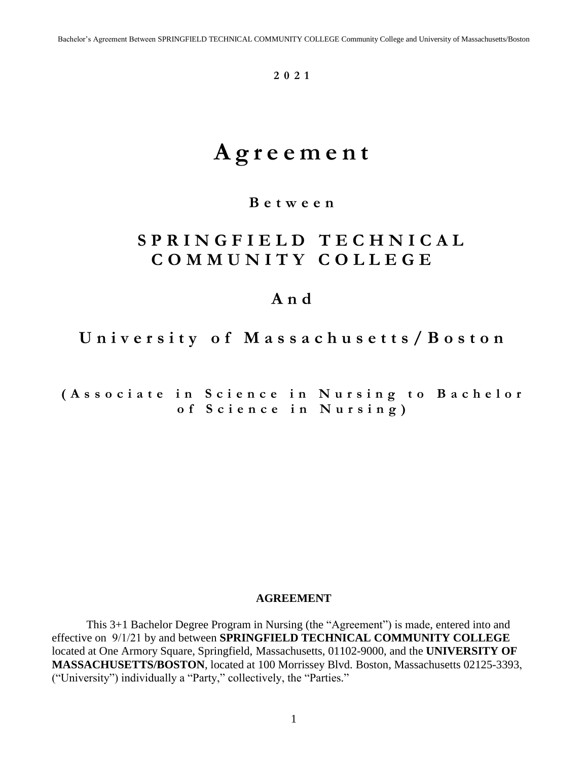**2021**

# Agreement

## Between

## SPRINGFIELD TECHNICAL COMMUNITY COLLEGE

## And

## University of Massachusetts/Boston

**(Associate in Science in Nursing to Bachelor of Science in Nursing)**

**AGREEMENT**

This 3+1 Bachelor Degree Program in Nursing (the "Agreement") is made, entered into and effective on 9/1/21 by and between **SPRINGFIELD TECHNICAL COMMUNITY COLLEGE** located at One Armory Square, Springfield, Massachusetts, 01102-9000, and the **UNIVERSITY OF MASSACHUSETTS/BOSTON**, located at 100 Morrissey Blvd. Boston, Massachusetts 02125-3393, ("University") individually a "Party," collectively, the "Parties."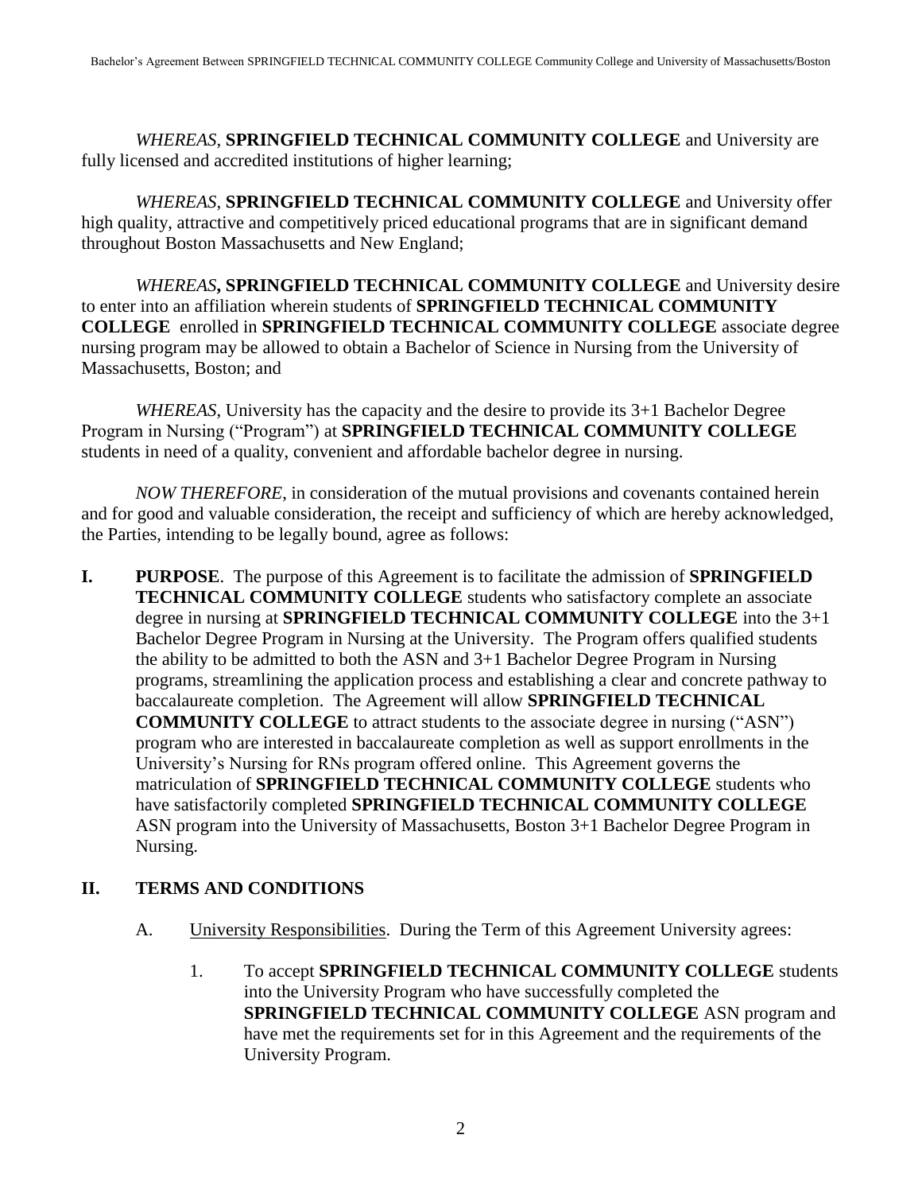*WHEREAS*, **SPRINGFIELD TECHNICAL COMMUNITY COLLEGE** and University are fully licensed and accredited institutions of higher learning;

*WHEREAS*, **SPRINGFIELD TECHNICAL COMMUNITY COLLEGE** and University offer high quality, attractive and competitively priced educational programs that are in significant demand throughout Boston Massachusetts and New England;

*WHEREAS*, **SPRINGFIELD TECHNICAL COMMUNITY COLLEGE** and University desire to enter into an affiliation wherein students of **SPRINGFIELD TECHNICAL COMMUNITY COLLEGE** enrolled in **SPRINGFIELD TECHNICAL COMMUNITY COLLEGE** associate degree nursing program may be allowed to obtain a Bachelor of Science in Nursing from the University of Massachusetts, Boston; and

*WHEREAS*, University has the capacity and the desire to provide its 3+1 Bachelor Degree Program in Nursing ("Program") at **SPRINGFIELD TECHNICAL COMMUNITY COLLEGE** students in need of a quality, convenient and affordable bachelor degree in nursing.

*NOW THEREFORE*, in consideration of the mutual provisions and covenants contained herein and for good and valuable consideration, the receipt and sufficiency of which are hereby acknowledged, the Parties, intending to be legally bound, agree as follows:

**I. PURPOSE**. The purpose of this Agreement is to facilitate the admission of **SPRINGFIELD TECHNICAL COMMUNITY COLLEGE** students who satisfactory complete an associate degree in nursing at **SPRINGFIELD TECHNICAL COMMUNITY COLLEGE** into the 3+1 Bachelor Degree Program in Nursing at the University. The Program offers qualified students the ability to be admitted to both the ASN and 3+1 Bachelor Degree Program in Nursing programs, streamlining the application process and establishing a clear and concrete pathway to baccalaureate completion. The Agreement will allow **SPRINGFIELD TECHNICAL COMMUNITY COLLEGE** to attract students to the associate degree in nursing ("ASN") program who are interested in baccalaureate completion as well as support enrollments in the University's Nursing for RNs program offered online. This Agreement governs the matriculation of **SPRINGFIELD TECHNICAL COMMUNITY COLLEGE** students who have satisfactorily completed **SPRINGFIELD TECHNICAL COMMUNITY COLLEGE** ASN program into the University of Massachusetts, Boston 3+1 Bachelor Degree Program in Nursing.

## II. TERMS AND CONDITIONS

A. University Responsibilities. During the Term of this Agreement University agrees:

1. To accept **SPRINGFIELD TECHNICAL COMMUNITY COLLEGE** students into the University Program who have successfully completed the **SPRINGFIELD TECHNICAL COMMUNITY COLLEGE** ASN program and have met the requirements set for in this Agreement and the requirements of the University Program.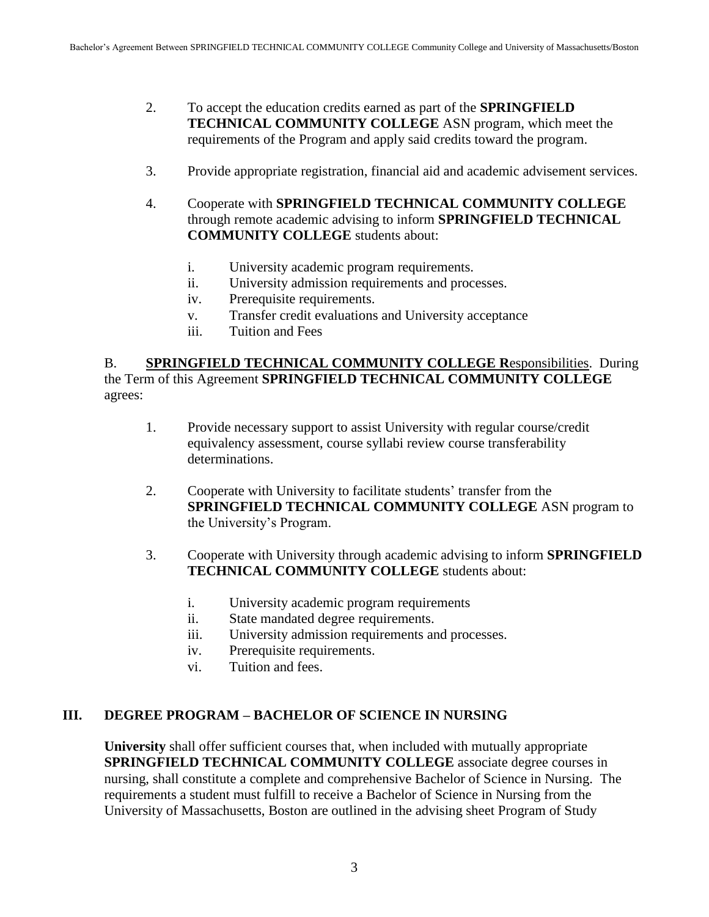2. To accept the education credits earned as part of the **SPRINGFIELD TECHNICAL COMMUNITY COLLEGE** ASN program, which meet the requirements of the Program and apply said credits toward the program.

3. Provide appropriate registration, financial aid and academic advisement services.

4. Cooperate with **SPRINGFIELD TECHNICAL COMMUNITY COLLEGE** through remote academic advising to inform **SPRINGFIELD TECHNICAL COMMUNITY COLLEGE** students about:

   i. University academic program requirements.
   ii. University admission requirements and processes.
   iv. Prerequisite requirements.
   v. Transfer credit evaluations and University acceptance
   iii. Tuition and Fees

B. **SPRINGFIELD TECHNICAL COMMUNITY COLLEGE R**esponsibilities. During the Term of this Agreement **SPRINGFIELD TECHNICAL COMMUNITY COLLEGE** agrees:

1. Provide necessary support to assist University with regular course/credit equivalency assessment, course syllabi review course transferability determinations.

2. Cooperate with University to facilitate students' transfer from the **SPRINGFIELD TECHNICAL COMMUNITY COLLEGE** ASN program to the University's Program.

3. Cooperate with University through academic advising to inform **SPRINGFIELD TECHNICAL COMMUNITY COLLEGE** students about:

   i. University academic program requirements
   ii. State mandated degree requirements.
   iii. University admission requirements and processes.
   iv. Prerequisite requirements.
   vi. Tuition and fees.

## III. DEGREE PROGRAM – BACHELOR OF SCIENCE IN NURSING

**University** shall offer sufficient courses that, when included with mutually appropriate **SPRINGFIELD TECHNICAL COMMUNITY COLLEGE** associate degree courses in nursing, shall constitute a complete and comprehensive Bachelor of Science in Nursing. The requirements a student must fulfill to receive a Bachelor of Science in Nursing from the University of Massachusetts, Boston are outlined in the advising sheet Program of Study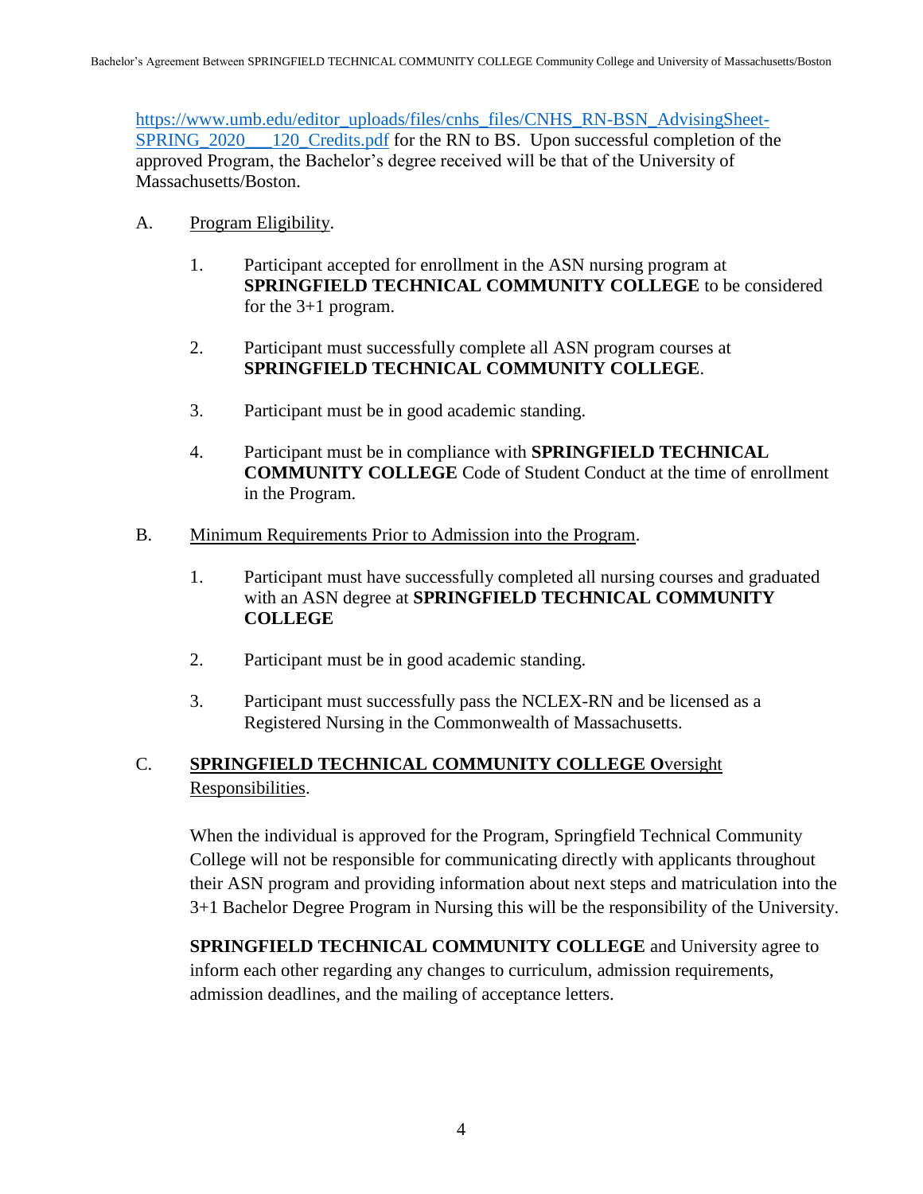https://www.umb.edu/editor_uploads/files/cnhs_files/CNHS_RN-BSN_AdvisingSheet-SPRING_2020___120_Credits.pdf for the RN to BS. Upon successful completion of the approved Program, the Bachelor's degree received will be that of the University of Massachusetts/Boston.

A. <u>Program Eligibility</u>.

1. Participant accepted for enrollment in the ASN nursing program at **SPRINGFIELD TECHNICAL COMMUNITY COLLEGE** to be considered for the 3+1 program.

2. Participant must successfully complete all ASN program courses at **SPRINGFIELD TECHNICAL COMMUNITY COLLEGE**.

3. Participant must be in good academic standing.

4. Participant must be in compliance with **SPRINGFIELD TECHNICAL COMMUNITY COLLEGE** Code of Student Conduct at the time of enrollment in the Program.

B. <u>Minimum Requirements Prior to Admission into the Program</u>.

1. Participant must have successfully completed all nursing courses and graduated with an ASN degree at **SPRINGFIELD TECHNICAL COMMUNITY COLLEGE**

2. Participant must be in good academic standing.

3. Participant must successfully pass the NCLEX-RN and be licensed as a Registered Nursing in the Commonwealth of Massachusetts.

C. <u>**SPRINGFIELD TECHNICAL COMMUNITY COLLEGE O**versight Responsibilities</u>.

When the individual is approved for the Program, Springfield Technical Community College will not be responsible for communicating directly with applicants throughout their ASN program and providing information about next steps and matriculation into the 3+1 Bachelor Degree Program in Nursing this will be the responsibility of the University.

**SPRINGFIELD TECHNICAL COMMUNITY COLLEGE** and University agree to inform each other regarding any changes to curriculum, admission requirements, admission deadlines, and the mailing of acceptance letters.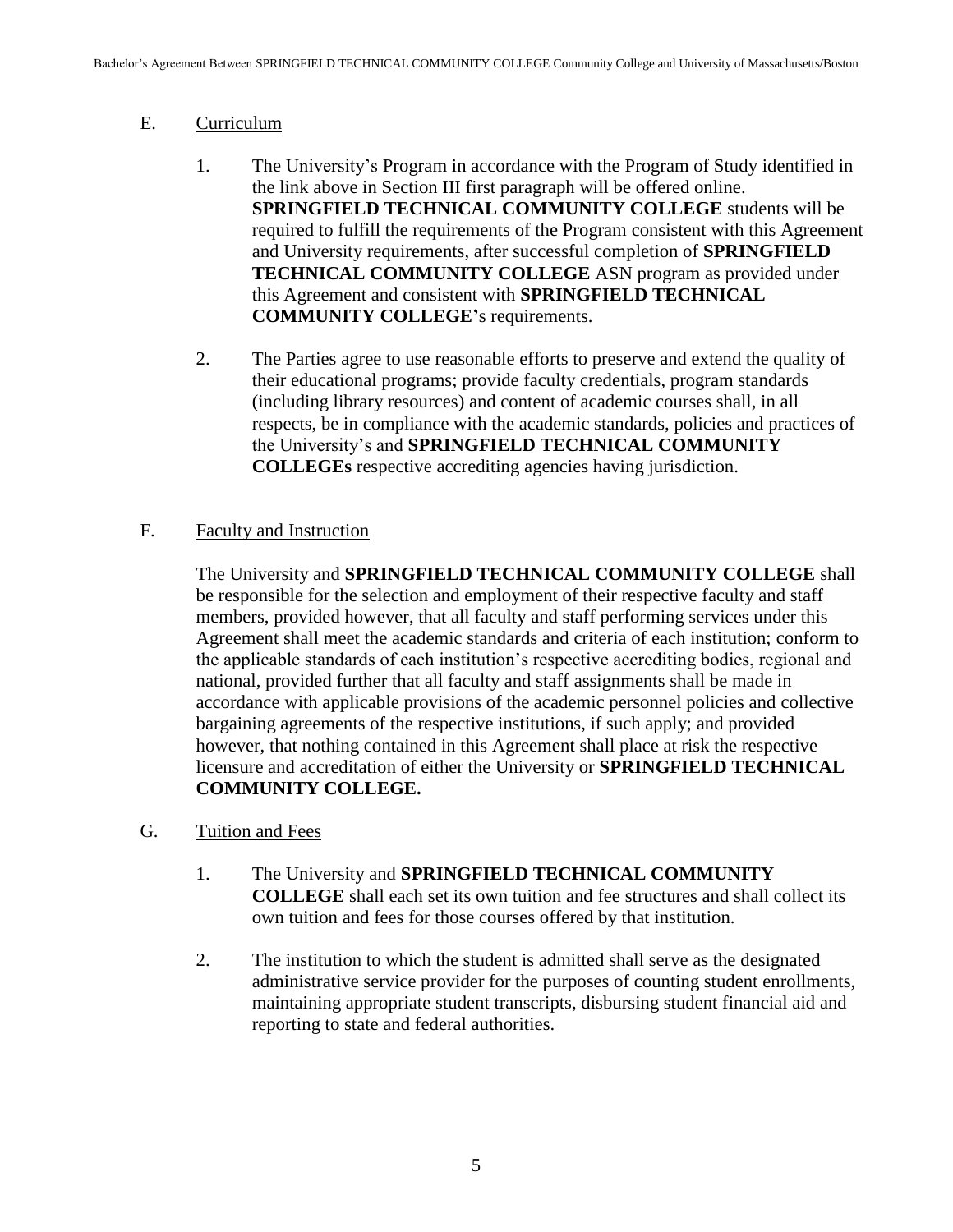E. Curriculum

1. The University's Program in accordance with the Program of Study identified in the link above in Section III first paragraph will be offered online. **SPRINGFIELD TECHNICAL COMMUNITY COLLEGE** students will be required to fulfill the requirements of the Program consistent with this Agreement and University requirements, after successful completion of **SPRINGFIELD TECHNICAL COMMUNITY COLLEGE** ASN program as provided under this Agreement and consistent with **SPRINGFIELD TECHNICAL COMMUNITY COLLEGE'**s requirements.

2. The Parties agree to use reasonable efforts to preserve and extend the quality of their educational programs; provide faculty credentials, program standards (including library resources) and content of academic courses shall, in all respects, be in compliance with the academic standards, policies and practices of the University's and **SPRINGFIELD TECHNICAL COMMUNITY COLLEGEs** respective accrediting agencies having jurisdiction.

F. Faculty and Instruction

The University and **SPRINGFIELD TECHNICAL COMMUNITY COLLEGE** shall be responsible for the selection and employment of their respective faculty and staff members, provided however, that all faculty and staff performing services under this Agreement shall meet the academic standards and criteria of each institution; conform to the applicable standards of each institution's respective accrediting bodies, regional and national, provided further that all faculty and staff assignments shall be made in accordance with applicable provisions of the academic personnel policies and collective bargaining agreements of the respective institutions, if such apply; and provided however, that nothing contained in this Agreement shall place at risk the respective licensure and accreditation of either the University or **SPRINGFIELD TECHNICAL COMMUNITY COLLEGE.**

G. Tuition and Fees

1. The University and **SPRINGFIELD TECHNICAL COMMUNITY COLLEGE** shall each set its own tuition and fee structures and shall collect its own tuition and fees for those courses offered by that institution.

2. The institution to which the student is admitted shall serve as the designated administrative service provider for the purposes of counting student enrollments, maintaining appropriate student transcripts, disbursing student financial aid and reporting to state and federal authorities.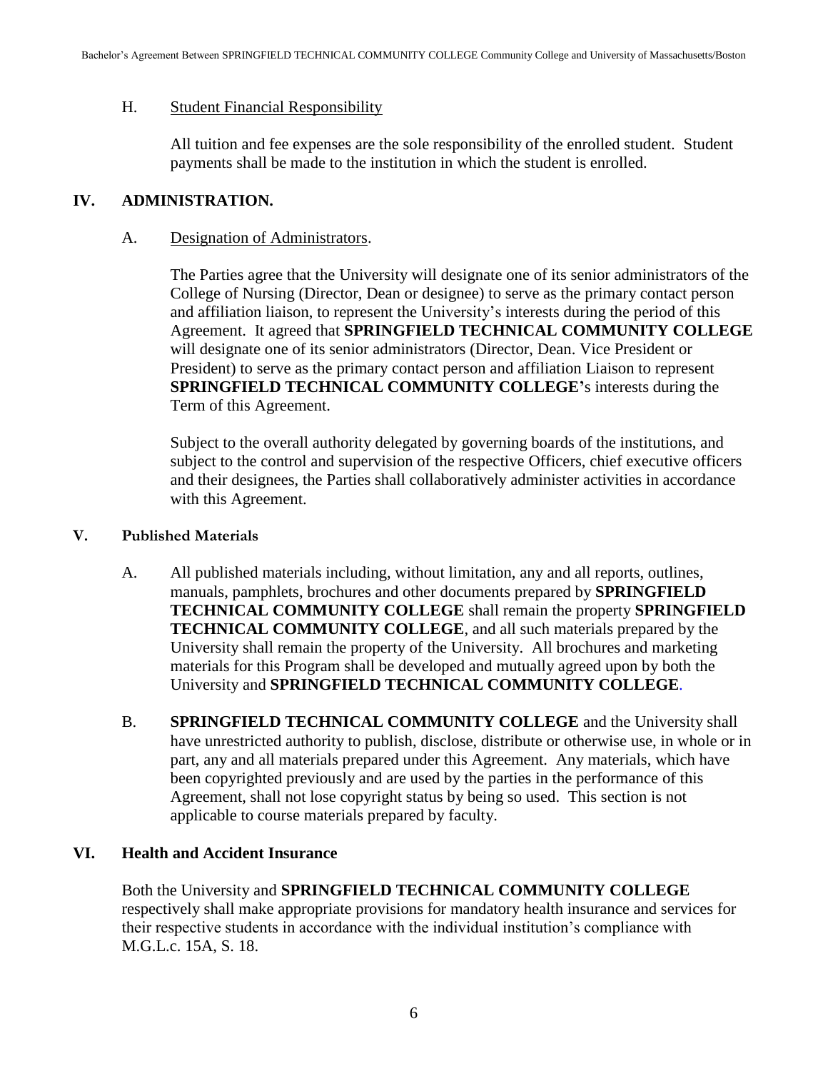H. Student Financial Responsibility

All tuition and fee expenses are the sole responsibility of the enrolled student. Student payments shall be made to the institution in which the student is enrolled.

## IV. ADMINISTRATION.

A. Designation of Administrators.

The Parties agree that the University will designate one of its senior administrators of the College of Nursing (Director, Dean or designee) to serve as the primary contact person and affiliation liaison, to represent the University's interests during the period of this Agreement. It agreed that **SPRINGFIELD TECHNICAL COMMUNITY COLLEGE** will designate one of its senior administrators (Director, Dean. Vice President or President) to serve as the primary contact person and affiliation Liaison to represent **SPRINGFIELD TECHNICAL COMMUNITY COLLEGE'**s interests during the Term of this Agreement.

Subject to the overall authority delegated by governing boards of the institutions, and subject to the control and supervision of the respective Officers, chief executive officers and their designees, the Parties shall collaboratively administer activities in accordance with this Agreement.

## V. Published Materials

A. All published materials including, without limitation, any and all reports, outlines, manuals, pamphlets, brochures and other documents prepared by **SPRINGFIELD TECHNICAL COMMUNITY COLLEGE** shall remain the property **SPRINGFIELD TECHNICAL COMMUNITY COLLEGE**, and all such materials prepared by the University shall remain the property of the University. All brochures and marketing materials for this Program shall be developed and mutually agreed upon by both the University and **SPRINGFIELD TECHNICAL COMMUNITY COLLEGE**.

B. **SPRINGFIELD TECHNICAL COMMUNITY COLLEGE** and the University shall have unrestricted authority to publish, disclose, distribute or otherwise use, in whole or in part, any and all materials prepared under this Agreement. Any materials, which have been copyrighted previously and are used by the parties in the performance of this Agreement, shall not lose copyright status by being so used. This section is not applicable to course materials prepared by faculty.

## VI. Health and Accident Insurance

Both the University and **SPRINGFIELD TECHNICAL COMMUNITY COLLEGE** respectively shall make appropriate provisions for mandatory health insurance and services for their respective students in accordance with the individual institution's compliance with M.G.L.c. 15A, S. 18.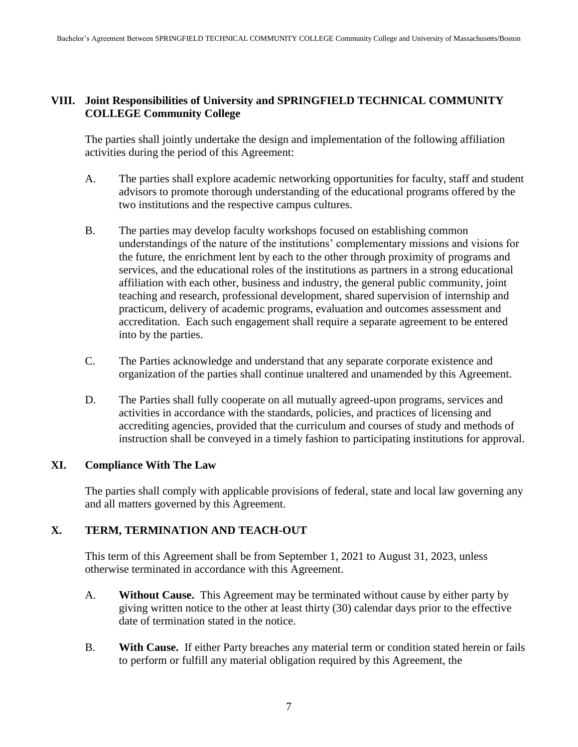## VIII. Joint Responsibilities of University and SPRINGFIELD TECHNICAL COMMUNITY COLLEGE Community College

The parties shall jointly undertake the design and implementation of the following affiliation activities during the period of this Agreement:

A. The parties shall explore academic networking opportunities for faculty, staff and student advisors to promote thorough understanding of the educational programs offered by the two institutions and the respective campus cultures.

B. The parties may develop faculty workshops focused on establishing common understandings of the nature of the institutions' complementary missions and visions for the future, the enrichment lent by each to the other through proximity of programs and services, and the educational roles of the institutions as partners in a strong educational affiliation with each other, business and industry, the general public community, joint teaching and research, professional development, shared supervision of internship and practicum, delivery of academic programs, evaluation and outcomes assessment and accreditation. Each such engagement shall require a separate agreement to be entered into by the parties.

C. The Parties acknowledge and understand that any separate corporate existence and organization of the parties shall continue unaltered and unamended by this Agreement.

D. The Parties shall fully cooperate on all mutually agreed-upon programs, services and activities in accordance with the standards, policies, and practices of licensing and accrediting agencies, provided that the curriculum and courses of study and methods of instruction shall be conveyed in a timely fashion to participating institutions for approval.

## XI. Compliance With The Law

The parties shall comply with applicable provisions of federal, state and local law governing any and all matters governed by this Agreement.

## X. TERM, TERMINATION AND TEACH-OUT

This term of this Agreement shall be from September 1, 2021 to August 31, 2023, unless otherwise terminated in accordance with this Agreement.

A. **Without Cause.** This Agreement may be terminated without cause by either party by giving written notice to the other at least thirty (30) calendar days prior to the effective date of termination stated in the notice.

B. **With Cause.** If either Party breaches any material term or condition stated herein or fails to perform or fulfill any material obligation required by this Agreement, the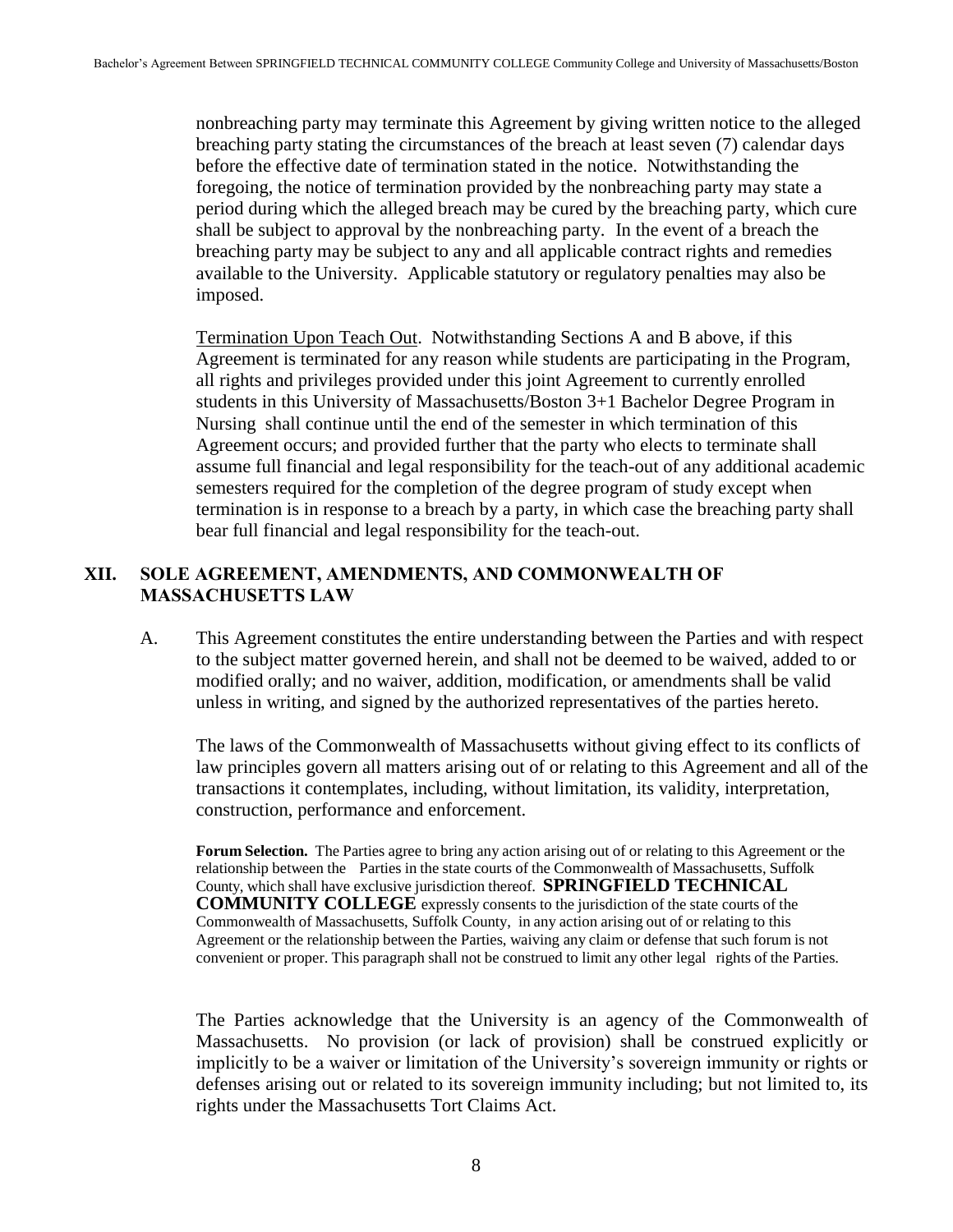nonbreaching party may terminate this Agreement by giving written notice to the alleged breaching party stating the circumstances of the breach at least seven (7) calendar days before the effective date of termination stated in the notice. Notwithstanding the foregoing, the notice of termination provided by the nonbreaching party may state a period during which the alleged breach may be cured by the breaching party, which cure shall be subject to approval by the nonbreaching party. In the event of a breach the breaching party may be subject to any and all applicable contract rights and remedies available to the University. Applicable statutory or regulatory penalties may also be imposed.

Termination Upon Teach Out. Notwithstanding Sections A and B above, if this Agreement is terminated for any reason while students are participating in the Program, all rights and privileges provided under this joint Agreement to currently enrolled students in this University of Massachusetts/Boston 3+1 Bachelor Degree Program in Nursing shall continue until the end of the semester in which termination of this Agreement occurs; and provided further that the party who elects to terminate shall assume full financial and legal responsibility for the teach-out of any additional academic semesters required for the completion of the degree program of study except when termination is in response to a breach by a party, in which case the breaching party shall bear full financial and legal responsibility for the teach-out.

## XII. SOLE AGREEMENT, AMENDMENTS, AND COMMONWEALTH OF MASSACHUSETTS LAW

A. This Agreement constitutes the entire understanding between the Parties and with respect to the subject matter governed herein, and shall not be deemed to be waived, added to or modified orally; and no waiver, addition, modification, or amendments shall be valid unless in writing, and signed by the authorized representatives of the parties hereto.

The laws of the Commonwealth of Massachusetts without giving effect to its conflicts of law principles govern all matters arising out of or relating to this Agreement and all of the transactions it contemplates, including, without limitation, its validity, interpretation, construction, performance and enforcement.

**Forum Selection.** The Parties agree to bring any action arising out of or relating to this Agreement or the relationship between the Parties in the state courts of the Commonwealth of Massachusetts, Suffolk County, which shall have exclusive jurisdiction thereof. **SPRINGFIELD TECHNICAL COMMUNITY COLLEGE** expressly consents to the jurisdiction of the state courts of the Commonwealth of Massachusetts, Suffolk County, in any action arising out of or relating to this Agreement or the relationship between the Parties, waiving any claim or defense that such forum is not convenient or proper. This paragraph shall not be construed to limit any other legal rights of the Parties.

The Parties acknowledge that the University is an agency of the Commonwealth of Massachusetts. No provision (or lack of provision) shall be construed explicitly or implicitly to be a waiver or limitation of the University's sovereign immunity or rights or defenses arising out or related to its sovereign immunity including; but not limited to, its rights under the Massachusetts Tort Claims Act.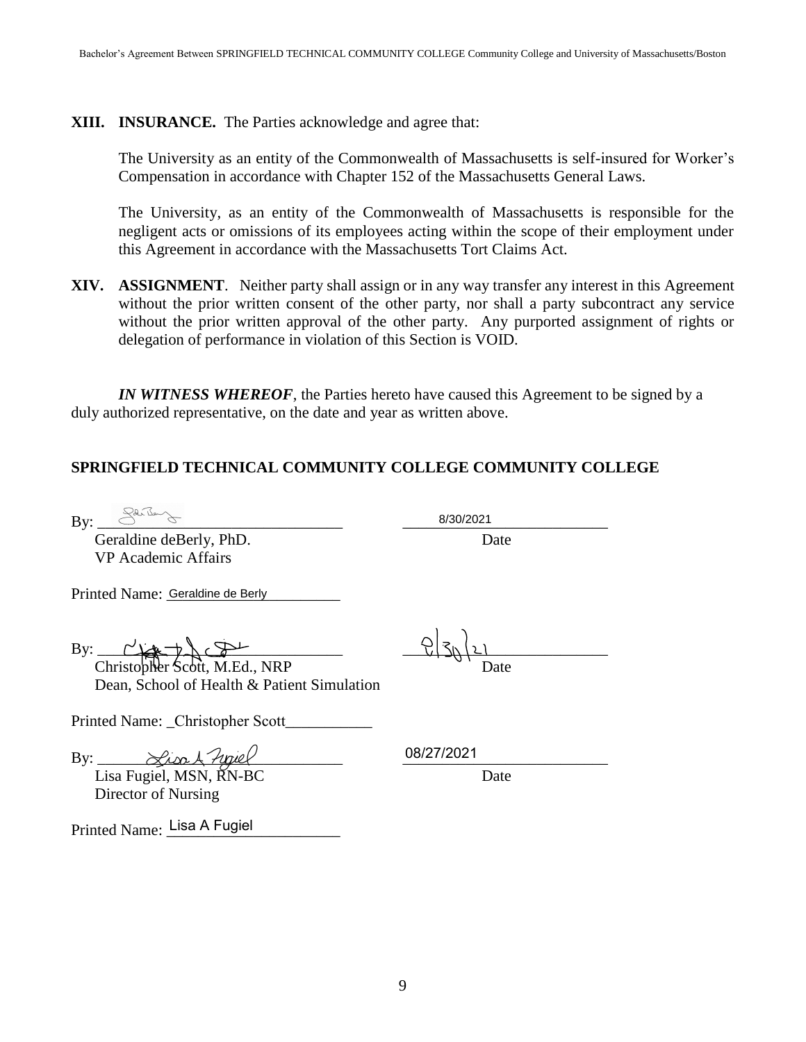**XIII. INSURANCE.** The Parties acknowledge and agree that:

The University as an entity of the Commonwealth of Massachusetts is self-insured for Worker's Compensation in accordance with Chapter 152 of the Massachusetts General Laws.

The University, as an entity of the Commonwealth of Massachusetts is responsible for the negligent acts or omissions of its employees acting within the scope of their employment under this Agreement in accordance with the Massachusetts Tort Claims Act.

**XIV. ASSIGNMENT**. Neither party shall assign or in any way transfer any interest in this Agreement without the prior written consent of the other party, nor shall a party subcontract any service without the prior written approval of the other party. Any purported assignment of rights or delegation of performance in violation of this Section is VOID.

***IN WITNESS WHEREOF***, the Parties hereto have caused this Agreement to be signed by a duly authorized representative, on the date and year as written above.

**SPRINGFIELD TECHNICAL COMMUNITY COLLEGE COMMUNITY COLLEGE**

By: ______________________________ 8/30/2021
Geraldine deBerly, PhD. Date
VP Academic Affairs

Printed Name: Geraldine de Berly

By: ______________________________ 8/30/21
Christopher Scott, M.Ed., NRP Date
Dean, School of Health & Patient Simulation

Printed Name: _Christopher Scott___________

By: ______________________________ 08/27/2021
Lisa Fugiel, MSN, RN-BC Date
Director of Nursing

Printed Name: Lisa A Fugiel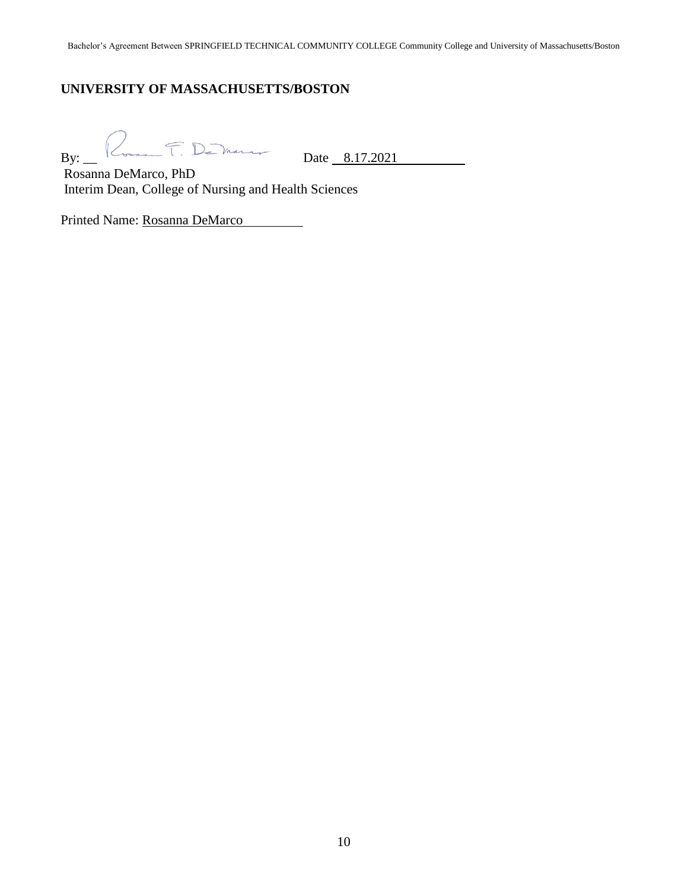**UNIVERSITY OF MASSACHUSETTS/BOSTON**

By: __ Rosanna T. DeMarco Date 8.17.2021

Rosanna DeMarco, PhD
Interim Dean, College of Nursing and Health Sciences

Printed Name: Rosanna DeMarco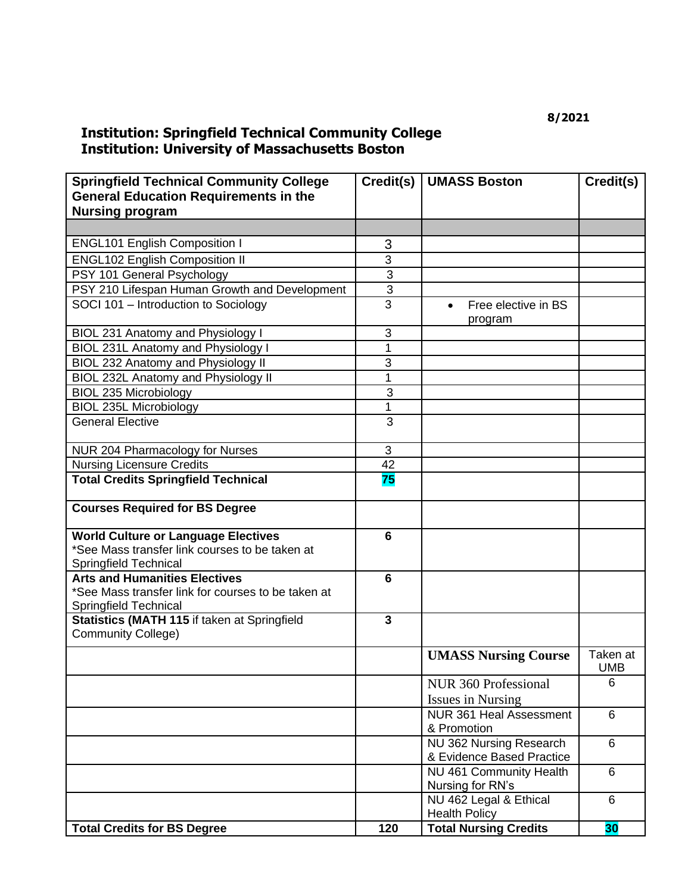8/2021

**Institution: Springfield Technical Community College**
**Institution: University of Massachusetts Boston**

| **Springfield Technical Community College General Education Requirements in the Nursing program** | **Credit(s)** | **UMASS Boston** | **Credit(s)** |
|---|---|---|---|
| | | | |
| ENGL101 English Composition I | 3 | | |
| ENGL102 English Composition II | 3 | | |
| PSY 101 General Psychology | 3 | | |
| PSY 210 Lifespan Human Growth and Development | 3 | | |
| SOCI 101 – Introduction to Sociology | 3 | • Free elective in BS program | |
| BIOL 231 Anatomy and Physiology I | 3 | | |
| BIOL 231L Anatomy and Physiology I | 1 | | |
| BIOL 232 Anatomy and Physiology II | 3 | | |
| BIOL 232L Anatomy and Physiology II | 1 | | |
| BIOL 235 Microbiology | 3 | | |
| BIOL 235L Microbiology | 1 | | |
| General Elective | 3 | | |
| NUR 204 Pharmacology for Nurses | 3 | | |
| Nursing Licensure Credits | 42 | | |
| **Total Credits Springfield Technical** | **75** | | |
| **Courses Required for BS Degree** | | | |
| **World Culture or Language Electives** *See Mass transfer link courses to be taken at Springfield Technical | **6** | | |
| **Arts and Humanities Electives** *See Mass transfer link for courses to be taken at Springfield Technical | **6** | | |
| **Statistics (MATH 115** if taken at Springfield Community College) | **3** | | |
| | | **UMASS Nursing Course** | Taken at UMB |
| | | NUR 360 Professional Issues in Nursing | 6 |
| | | NUR 361 Heal Assessment & Promotion | 6 |
| | | NU 362 Nursing Research & Evidence Based Practice | 6 |
| | | NU 461 Community Health Nursing for RN's | 6 |
| | | NU 462 Legal & Ethical Health Policy | 6 |
| **Total Credits for BS Degree** | **120** | **Total Nursing Credits** | **30** |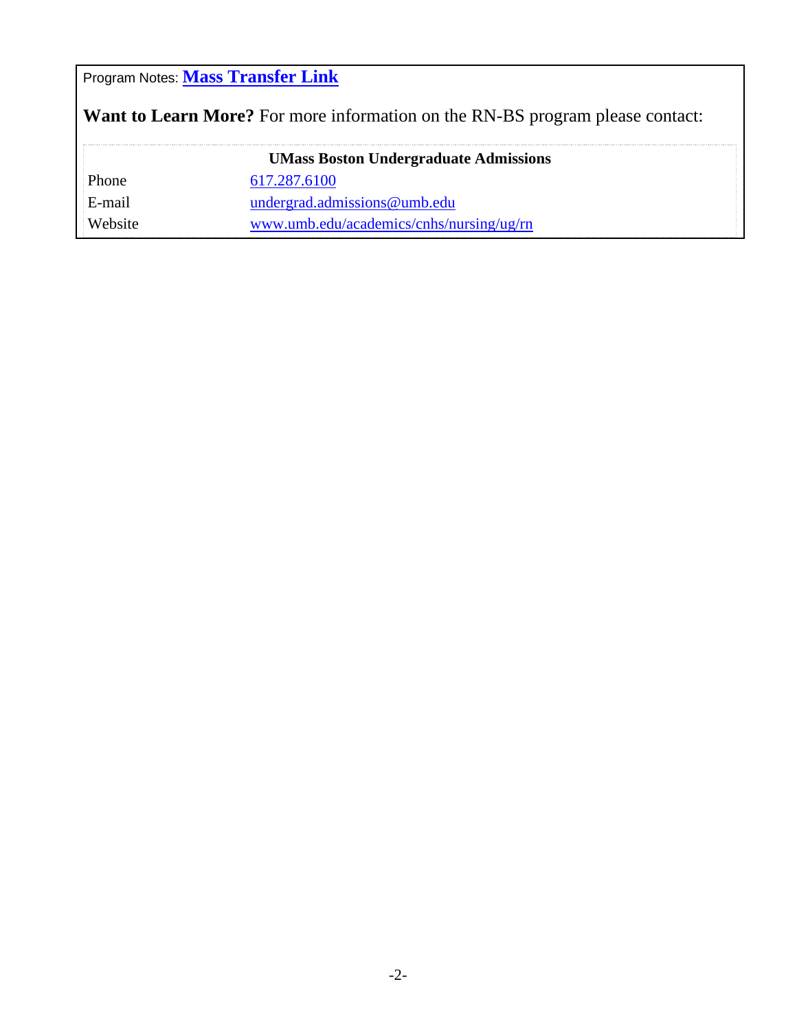Program Notes: **Mass Transfer Link**

**Want to Learn More?** For more information on the RN-BS program please contact:

| **UMass Boston Undergraduate Admissions** | |
|---|---|
| Phone | 617.287.6100 |
| E-mail | undergrad.admissions@umb.edu |
| Website | www.umb.edu/academics/cnhs/nursing/ug/rn |